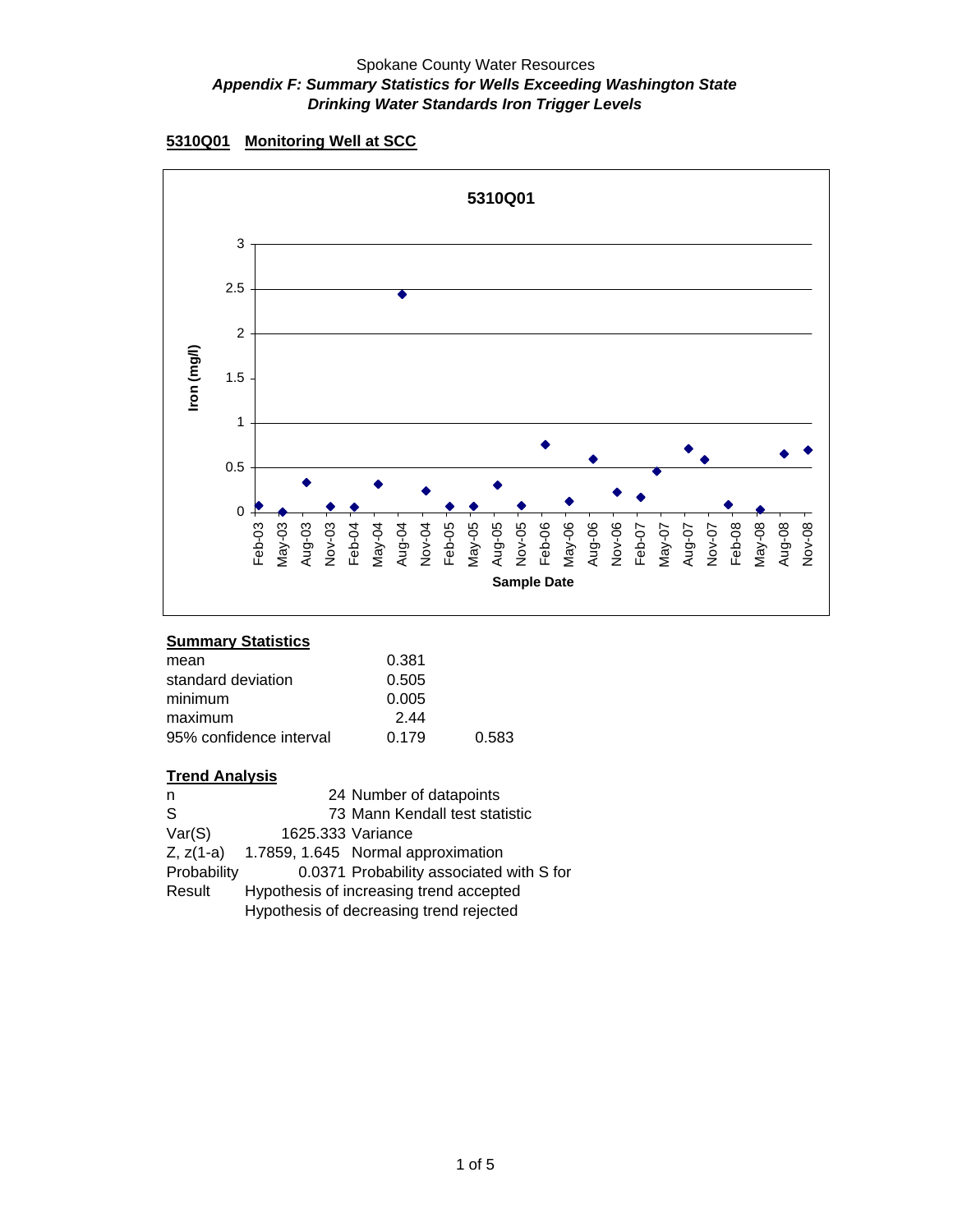Spokane County Water Resources

***Appendix F: Summary Statistics for Wells Exceeding Washington State Drinking Water Standards Iron Trigger Levels***

**5310Q01 Monitoring Well at SCC**

**Summary Statistics**

| | | |
|---|---|---|
| mean | 0.381 | |
| standard deviation | 0.505 | |
| minimum | 0.005 | |
| maximum | 2.44 | |
| 95% confidence interval | 0.179 | 0.583 |

**Trend Analysis**

| | | |
|---|---|---|
| n | 24 | Number of datapoints |
| S | 73 | Mann Kendall test statistic |
| Var(S) | 1625.333 | Variance |
| Z, z(1-a) | 1.7859, 1.645 | Normal approximation |
| Probability | 0.0371 | Probability associated with S for |
| Result | Hypothesis of increasing trend accepted | |
| | Hypothesis of decreasing trend rejected | |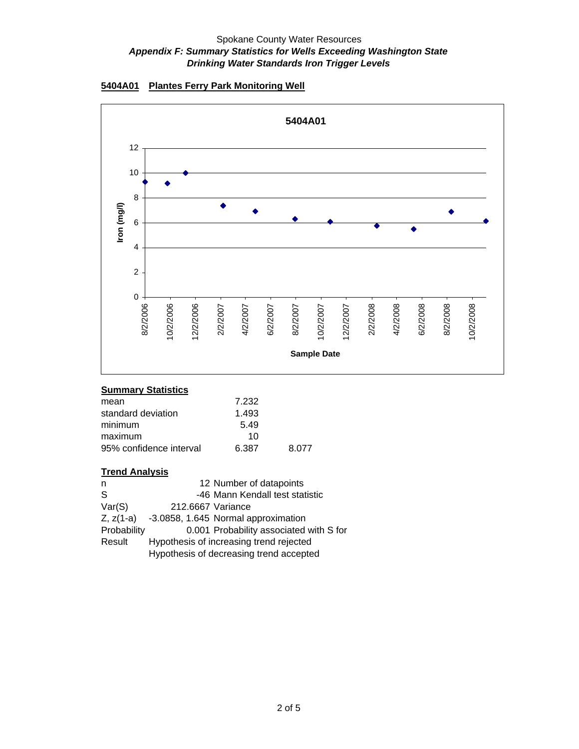Spokane County Water Resources
***Appendix F: Summary Statistics for Wells Exceeding Washington State Drinking Water Standards Iron Trigger Levels***

**5404A01 Plantes Ferry Park Monitoring Well**

**Summary Statistics**

| | | |
|---|---|---|
| mean | 7.232 | |
| standard deviation | 1.493 | |
| minimum | 5.49 | |
| maximum | 10 | |
| 95% confidence interval | 6.387 | 8.077 |

**Trend Analysis**

| | | |
|---|---|---|
| n | 12 | Number of datapoints |
| S | -46 | Mann Kendall test statistic |
| Var(S) | 212.6667 | Variance |
| Z, z(1-a) | -3.0858, 1.645 | Normal approximation |
| Probability | 0.001 | Probability associated with S for |
| Result | Hypothesis of increasing trend rejected | |
| | Hypothesis of decreasing trend accepted | |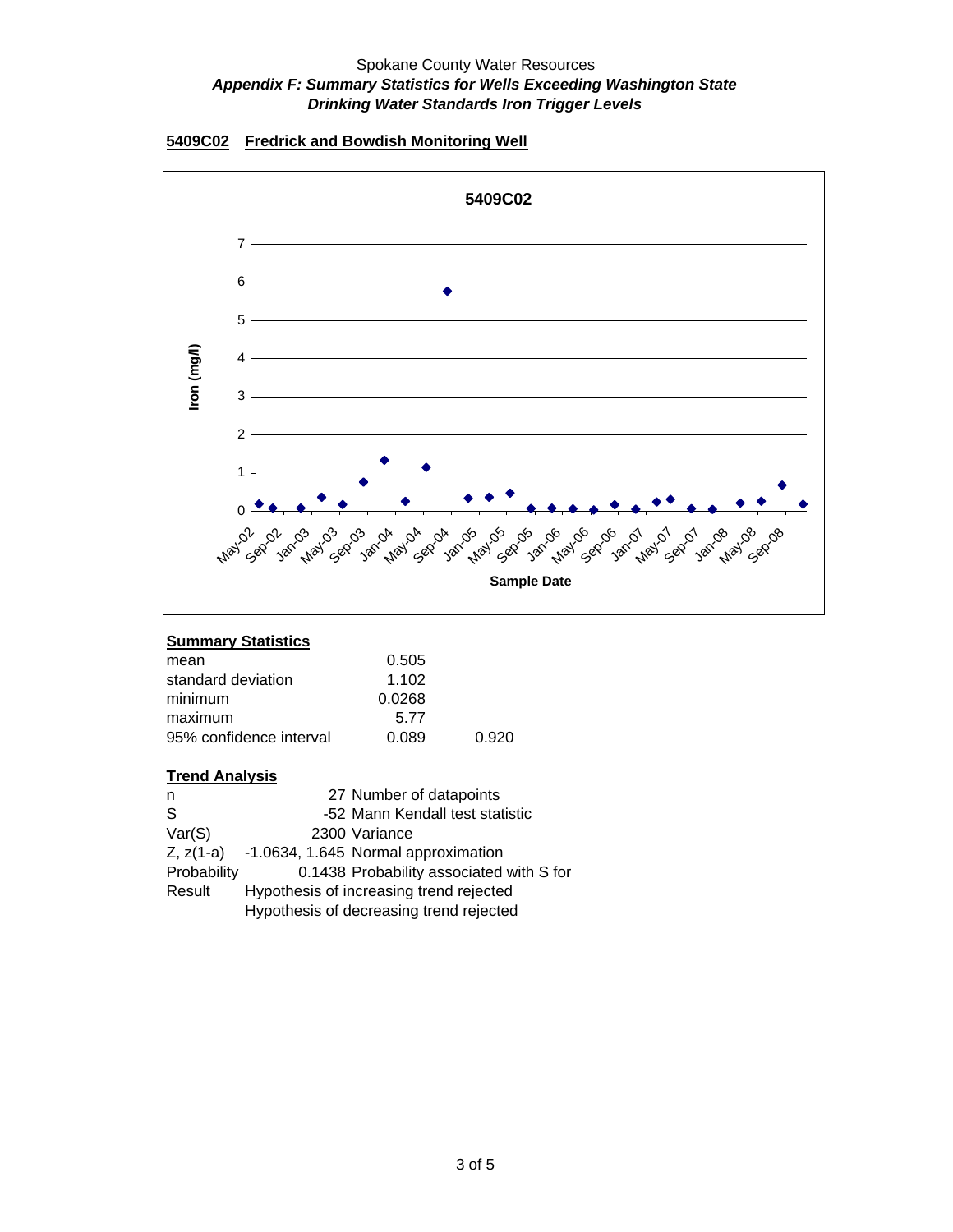Spokane County Water Resources
***Appendix F: Summary Statistics for Wells Exceeding Washington State Drinking Water Standards Iron Trigger Levels***

**5409C02 Fredrick and Bowdish Monitoring Well**

**Summary Statistics**

| | | |
|---|---|---|
| mean | 0.505 | |
| standard deviation | 1.102 | |
| minimum | 0.0268 | |
| maximum | 5.77 | |
| 95% confidence interval | 0.089 | 0.920 |

**Trend Analysis**

| | | |
|---|---|---|
| n | 27 | Number of datapoints |
| S | -52 | Mann Kendall test statistic |
| Var(S) | 2300 | Variance |
| Z, z(1-a) | -1.0634, 1.645 | Normal approximation |
| Probability | 0.1438 | Probability associated with S for |
| Result | Hypothesis of increasing trend rejected | |
| | Hypothesis of decreasing trend rejected | |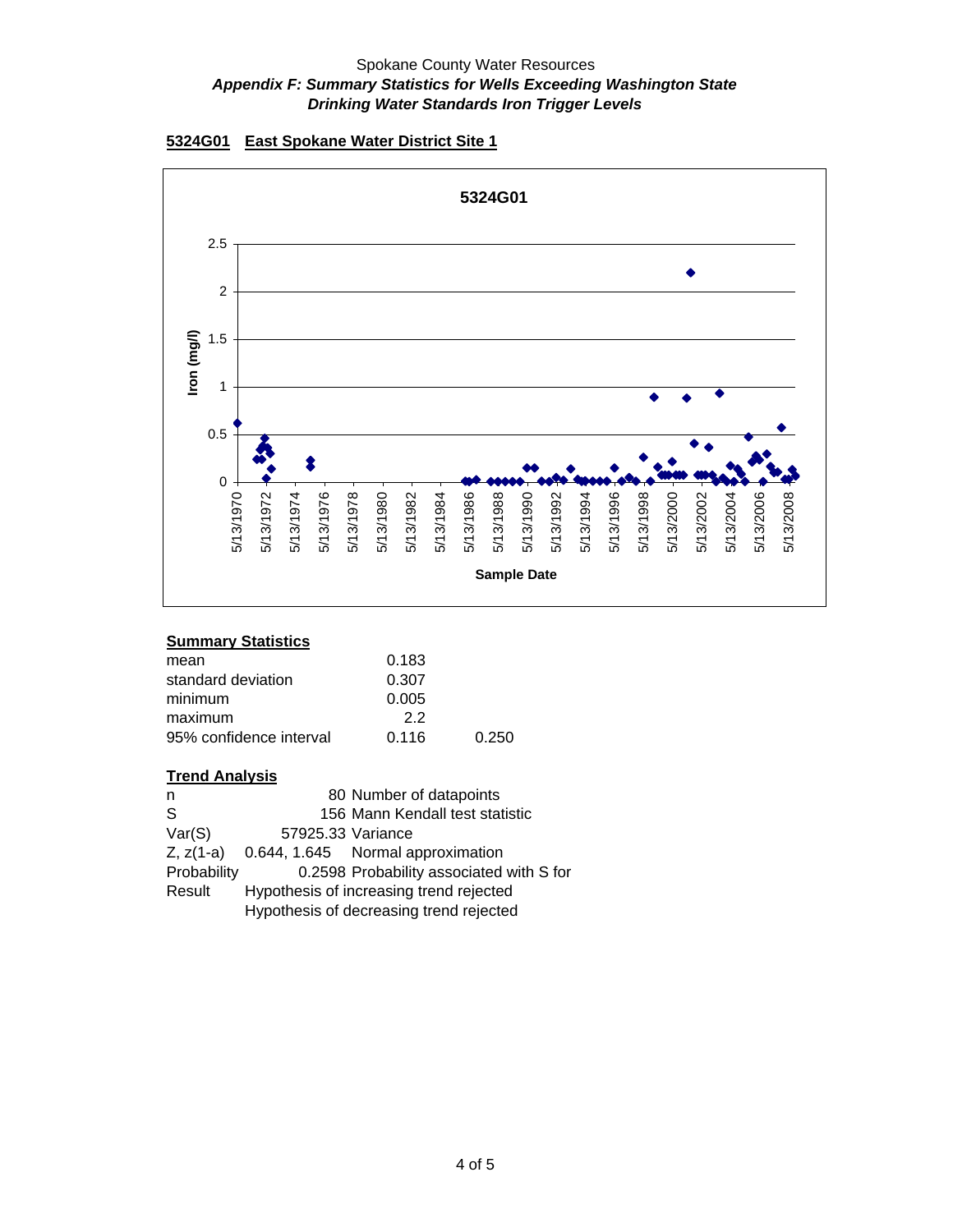Spokane County Water Resources

***Appendix F: Summary Statistics for Wells Exceeding Washington State Drinking Water Standards Iron Trigger Levels***

**5324G01 East Spokane Water District Site 1**

**Summary Statistics**

| | | |
|---|---|---|
| mean | 0.183 | |
| standard deviation | 0.307 | |
| minimum | 0.005 | |
| maximum | 2.2 | |
| 95% confidence interval | 0.116 | 0.250 |

**Trend Analysis**

| | | |
|---|---|---|
| n | 80 | Number of datapoints |
| S | 156 | Mann Kendall test statistic |
| Var(S) | 57925.33 | Variance |
| Z, z(1-a) | 0.644, 1.645 | Normal approximation |
| Probability | 0.2598 | Probability associated with S for |
| Result | Hypothesis of increasing trend rejected | |
| | Hypothesis of decreasing trend rejected | |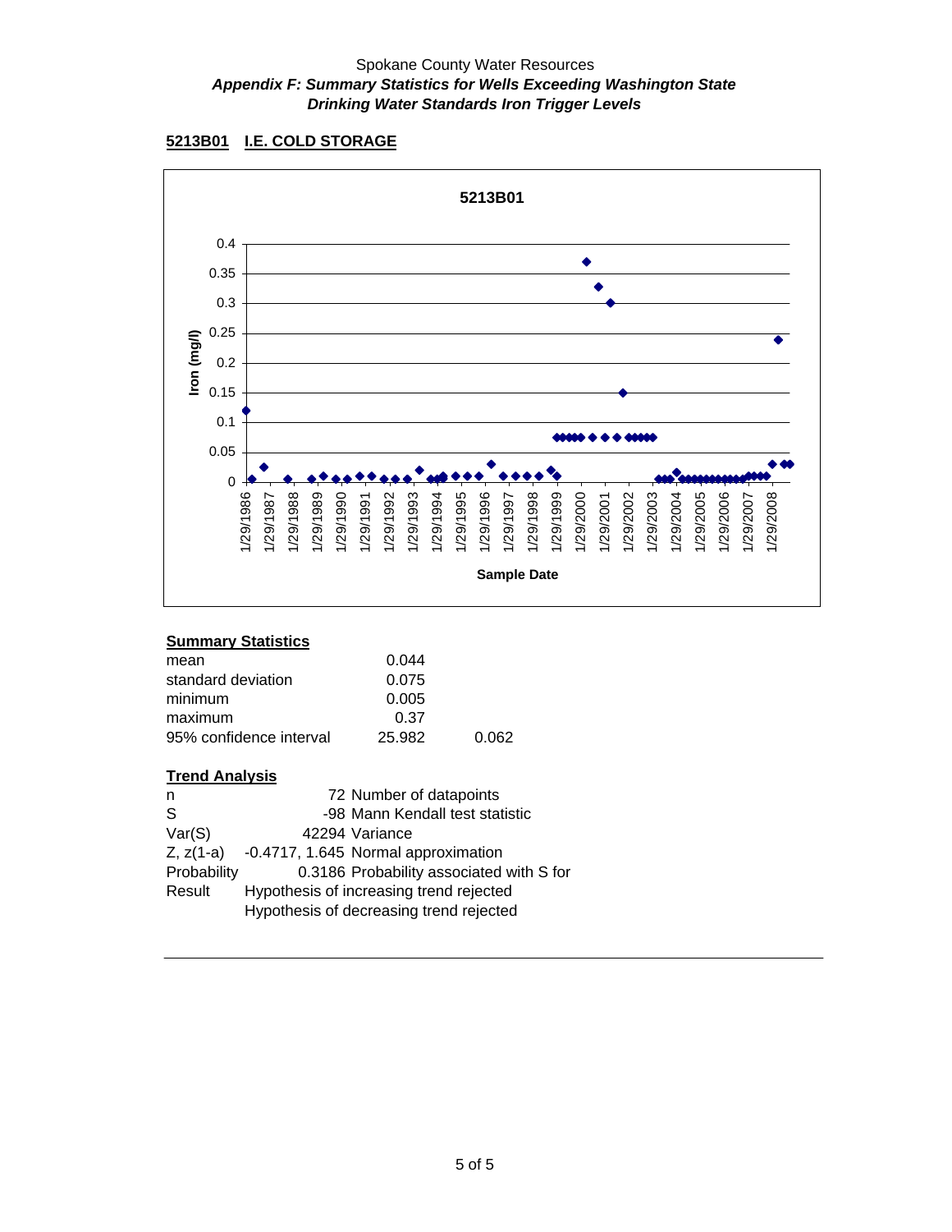Spokane County Water Resources

***Appendix F: Summary Statistics for Wells Exceeding Washington State Drinking Water Standards Iron Trigger Levels***

## **5213B01 I.E. COLD STORAGE**

5213B01

Iron (mg/l)

0.4
0.35
0.3
0.25
0.2
0.15
0.1
0.05
0

1/29/1986
1/29/1987
1/29/1988
1/29/1989
1/29/1990
1/29/1991
1/29/1992
1/29/1993
1/29/1994
1/29/1995
1/29/1996
1/29/1997
1/29/1998
1/29/1999
1/29/2000
1/29/2001
1/29/2002
1/29/2003
1/29/2004
1/29/2005
1/29/2006
1/29/2007
1/29/2008

Sample Date

### **Summary Statistics**

| | | |
|---|---|---|
| mean | 0.044 | |
| standard deviation | 0.075 | |
| minimum | 0.005 | |
| maximum | 0.37 | |
| 95% confidence interval | 25.982 | 0.062 |

### **Trend Analysis**

| | | |
|---|---|---|
| n | 72 | Number of datapoints |
| S | -98 | Mann Kendall test statistic |
| Var(S) | 42294 | Variance |
| Z, z(1-a) | -0.4717, 1.645 | Normal approximation |
| Probability | 0.3186 | Probability associated with S for |
| Result | Hypothesis of increasing trend rejected | |
| | Hypothesis of decreasing trend rejected | |